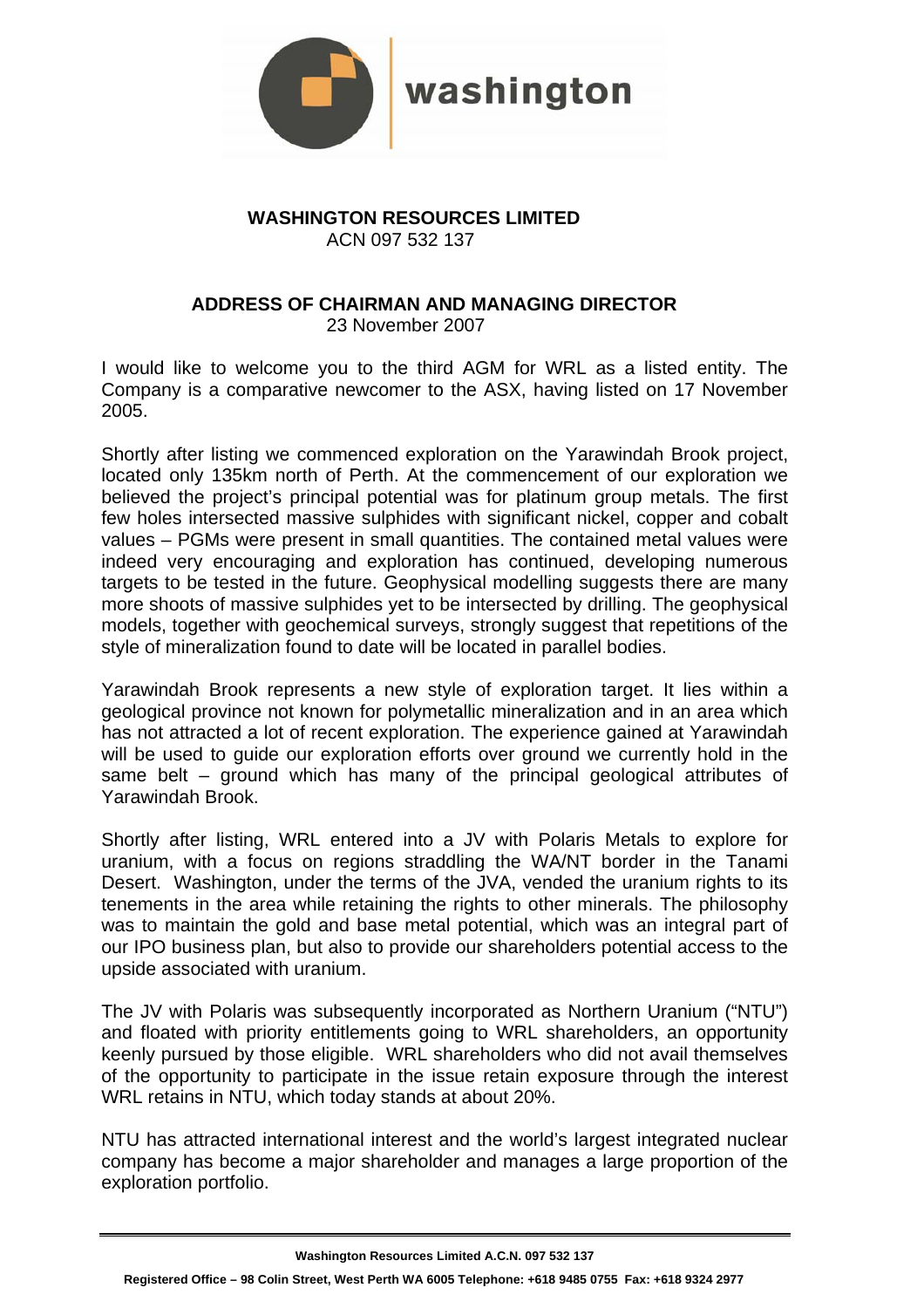washington

# WASHINGTON RESOURCES LIMITED

ACN 097 532 137

## ADDRESS OF CHAIRMAN AND MANAGING DIRECTOR

23 November 2007

I would like to welcome you to the third AGM for WRL as a listed entity. The Company is a comparative newcomer to the ASX, having listed on 17 November 2005.

Shortly after listing we commenced exploration on the Yarawindah Brook project, located only 135km north of Perth. At the commencement of our exploration we believed the project's principal potential was for platinum group metals. The first few holes intersected massive sulphides with significant nickel, copper and cobalt values – PGMs were present in small quantities. The contained metal values were indeed very encouraging and exploration has continued, developing numerous targets to be tested in the future. Geophysical modelling suggests there are many more shoots of massive sulphides yet to be intersected by drilling. The geophysical models, together with geochemical surveys, strongly suggest that repetitions of the style of mineralization found to date will be located in parallel bodies.

Yarawindah Brook represents a new style of exploration target. It lies within a geological province not known for polymetallic mineralization and in an area which has not attracted a lot of recent exploration. The experience gained at Yarawindah will be used to guide our exploration efforts over ground we currently hold in the same belt – ground which has many of the principal geological attributes of Yarawindah Brook.

Shortly after listing, WRL entered into a JV with Polaris Metals to explore for uranium, with a focus on regions straddling the WA/NT border in the Tanami Desert. Washington, under the terms of the JVA, vended the uranium rights to its tenements in the area while retaining the rights to other minerals. The philosophy was to maintain the gold and base metal potential, which was an integral part of our IPO business plan, but also to provide our shareholders potential access to the upside associated with uranium.

The JV with Polaris was subsequently incorporated as Northern Uranium ("NTU") and floated with priority entitlements going to WRL shareholders, an opportunity keenly pursued by those eligible. WRL shareholders who did not avail themselves of the opportunity to participate in the issue retain exposure through the interest WRL retains in NTU, which today stands at about 20%.

NTU has attracted international interest and the world's largest integrated nuclear company has become a major shareholder and manages a large proportion of the exploration portfolio.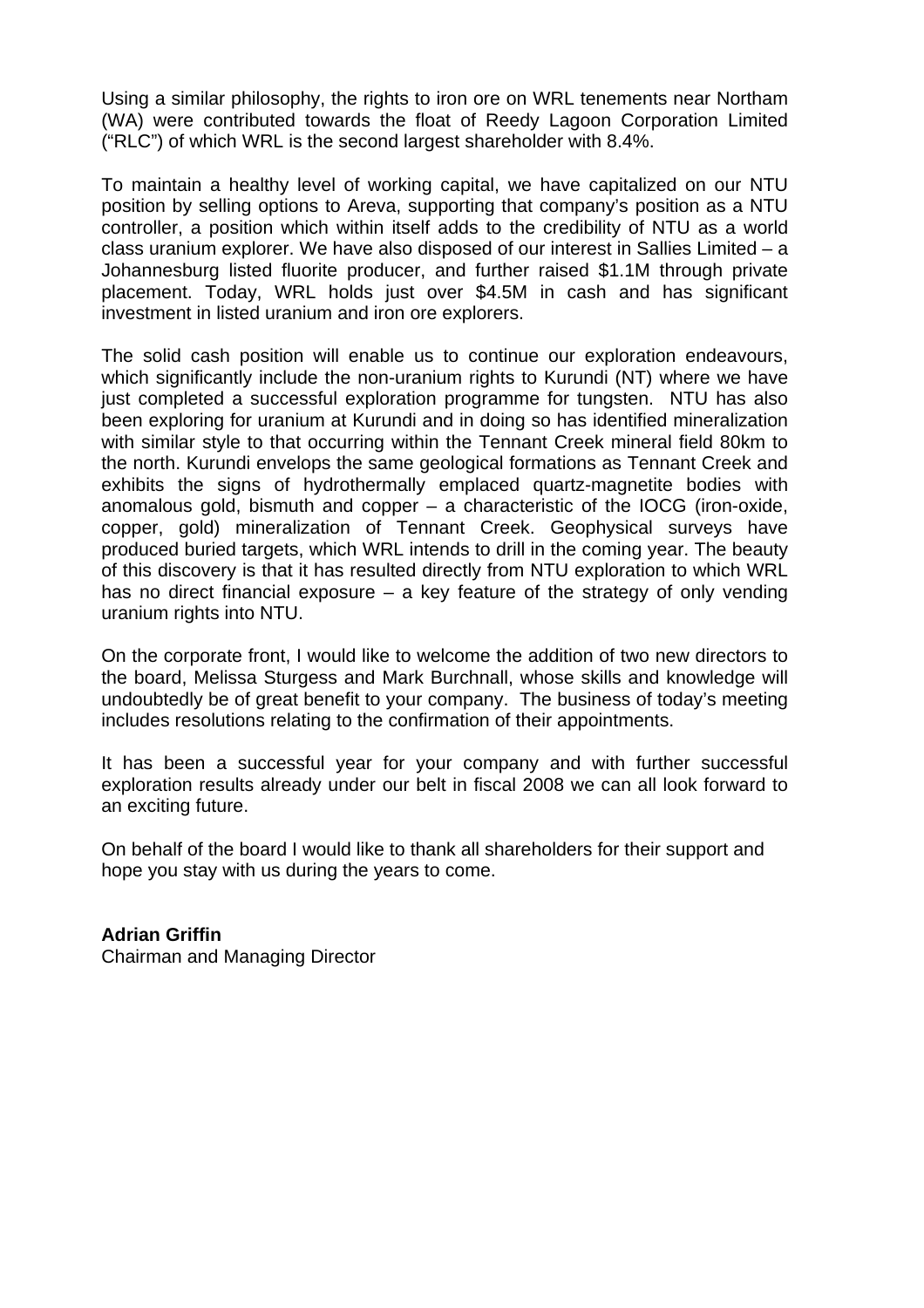Using a similar philosophy, the rights to iron ore on WRL tenements near Northam (WA) were contributed towards the float of Reedy Lagoon Corporation Limited ("RLC") of which WRL is the second largest shareholder with 8.4%.

To maintain a healthy level of working capital, we have capitalized on our NTU position by selling options to Areva, supporting that company's position as a NTU controller, a position which within itself adds to the credibility of NTU as a world class uranium explorer. We have also disposed of our interest in Sallies Limited – a Johannesburg listed fluorite producer, and further raised $1.1M through private placement. Today, WRL holds just over $4.5M in cash and has significant investment in listed uranium and iron ore explorers.

The solid cash position will enable us to continue our exploration endeavours, which significantly include the non-uranium rights to Kurundi (NT) where we have just completed a successful exploration programme for tungsten. NTU has also been exploring for uranium at Kurundi and in doing so has identified mineralization with similar style to that occurring within the Tennant Creek mineral field 80km to the north. Kurundi envelops the same geological formations as Tennant Creek and exhibits the signs of hydrothermally emplaced quartz-magnetite bodies with anomalous gold, bismuth and copper – a characteristic of the IOCG (iron-oxide, copper, gold) mineralization of Tennant Creek. Geophysical surveys have produced buried targets, which WRL intends to drill in the coming year. The beauty of this discovery is that it has resulted directly from NTU exploration to which WRL has no direct financial exposure – a key feature of the strategy of only vending uranium rights into NTU.

On the corporate front, I would like to welcome the addition of two new directors to the board, Melissa Sturgess and Mark Burchnall, whose skills and knowledge will undoubtedly be of great benefit to your company. The business of today's meeting includes resolutions relating to the confirmation of their appointments.

It has been a successful year for your company and with further successful exploration results already under our belt in fiscal 2008 we can all look forward to an exciting future.

On behalf of the board I would like to thank all shareholders for their support and hope you stay with us during the years to come.

**Adrian Griffin**
Chairman and Managing Director